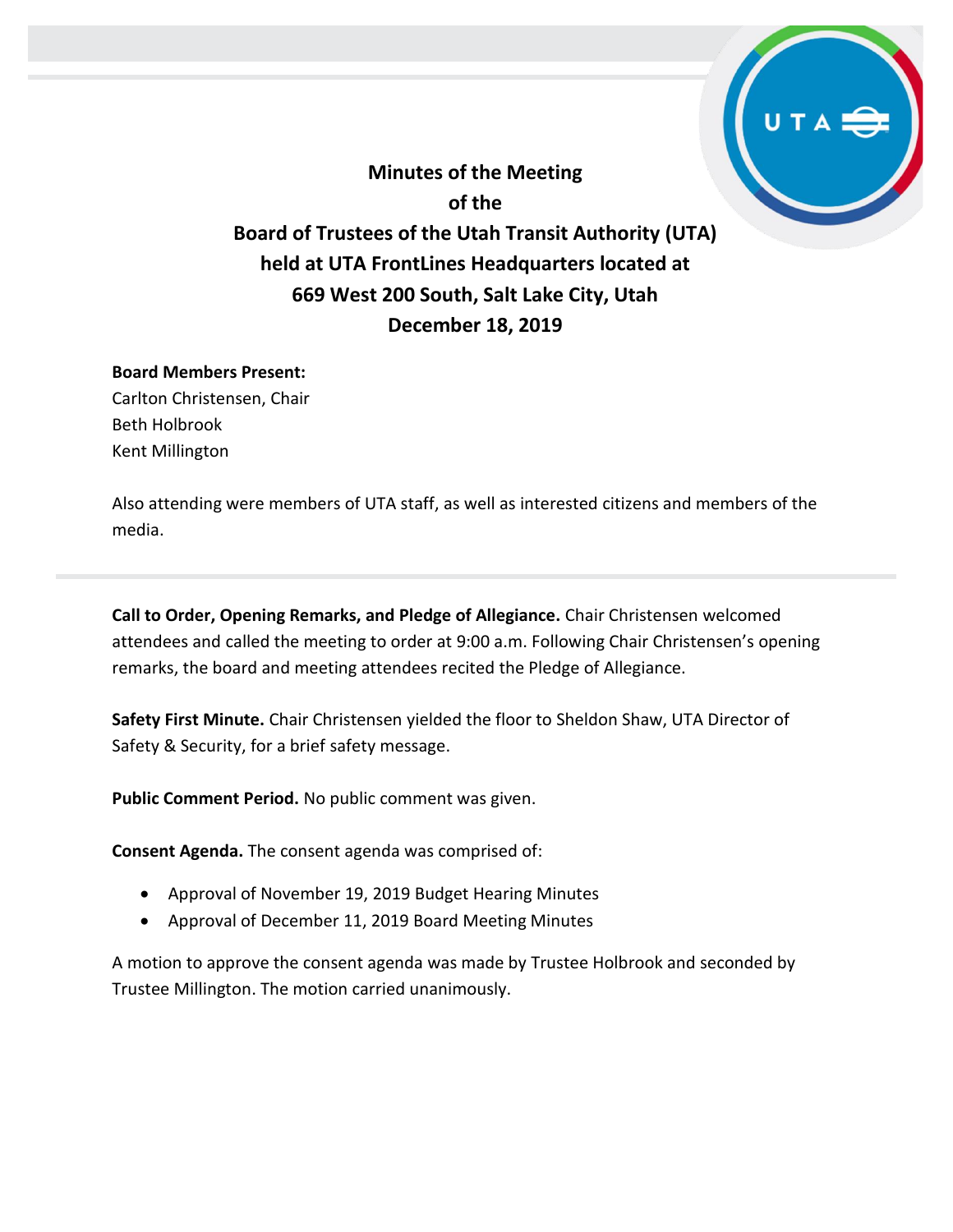# Minutes of the Meeting of the Board of Trustees of the Utah Transit Authority (UTA) held at UTA FrontLines Headquarters located at 669 West 200 South, Salt Lake City, Utah December 18, 2019

**Board Members Present:**
Carlton Christensen, Chair
Beth Holbrook
Kent Millington

Also attending were members of UTA staff, as well as interested citizens and members of the media.

---

**Call to Order, Opening Remarks, and Pledge of Allegiance.** Chair Christensen welcomed attendees and called the meeting to order at 9:00 a.m. Following Chair Christensen's opening remarks, the board and meeting attendees recited the Pledge of Allegiance.

**Safety First Minute.** Chair Christensen yielded the floor to Sheldon Shaw, UTA Director of Safety & Security, for a brief safety message.

**Public Comment Period.** No public comment was given.

**Consent Agenda.** The consent agenda was comprised of:

- Approval of November 19, 2019 Budget Hearing Minutes
- Approval of December 11, 2019 Board Meeting Minutes

A motion to approve the consent agenda was made by Trustee Holbrook and seconded by Trustee Millington. The motion carried unanimously.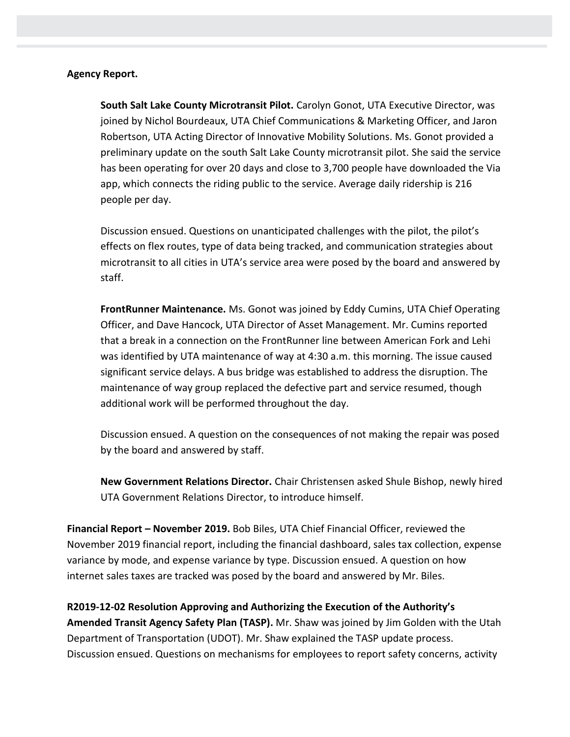**Agency Report.**

**South Salt Lake County Microtransit Pilot.** Carolyn Gonot, UTA Executive Director, was joined by Nichol Bourdeaux, UTA Chief Communications & Marketing Officer, and Jaron Robertson, UTA Acting Director of Innovative Mobility Solutions. Ms. Gonot provided a preliminary update on the south Salt Lake County microtransit pilot. She said the service has been operating for over 20 days and close to 3,700 people have downloaded the Via app, which connects the riding public to the service. Average daily ridership is 216 people per day.

Discussion ensued. Questions on unanticipated challenges with the pilot, the pilot's effects on flex routes, type of data being tracked, and communication strategies about microtransit to all cities in UTA's service area were posed by the board and answered by staff.

**FrontRunner Maintenance.** Ms. Gonot was joined by Eddy Cumins, UTA Chief Operating Officer, and Dave Hancock, UTA Director of Asset Management. Mr. Cumins reported that a break in a connection on the FrontRunner line between American Fork and Lehi was identified by UTA maintenance of way at 4:30 a.m. this morning. The issue caused significant service delays. A bus bridge was established to address the disruption. The maintenance of way group replaced the defective part and service resumed, though additional work will be performed throughout the day.

Discussion ensued. A question on the consequences of not making the repair was posed by the board and answered by staff.

**New Government Relations Director.** Chair Christensen asked Shule Bishop, newly hired UTA Government Relations Director, to introduce himself.

**Financial Report – November 2019.** Bob Biles, UTA Chief Financial Officer, reviewed the November 2019 financial report, including the financial dashboard, sales tax collection, expense variance by mode, and expense variance by type. Discussion ensued. A question on how internet sales taxes are tracked was posed by the board and answered by Mr. Biles.

**R2019-12-02 Resolution Approving and Authorizing the Execution of the Authority's Amended Transit Agency Safety Plan (TASP).** Mr. Shaw was joined by Jim Golden with the Utah Department of Transportation (UDOT). Mr. Shaw explained the TASP update process. Discussion ensued. Questions on mechanisms for employees to report safety concerns, activity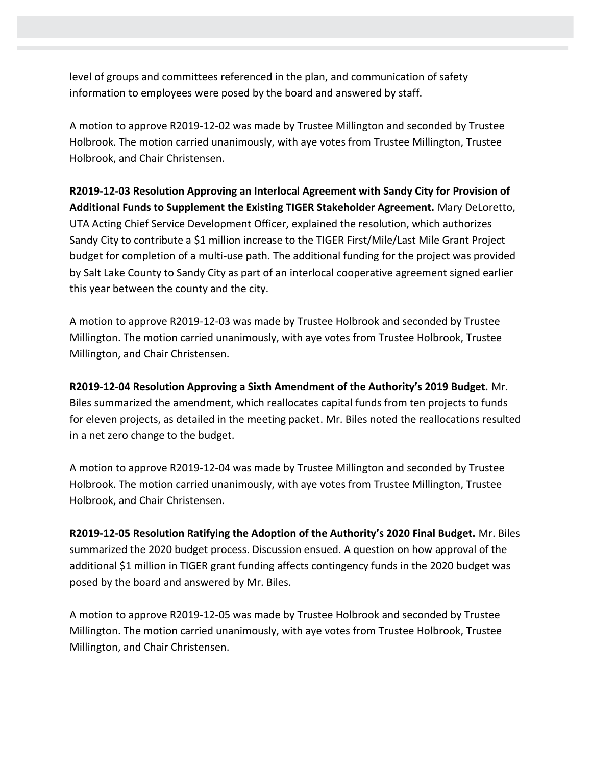level of groups and committees referenced in the plan, and communication of safety information to employees were posed by the board and answered by staff.

A motion to approve R2019-12-02 was made by Trustee Millington and seconded by Trustee Holbrook. The motion carried unanimously, with aye votes from Trustee Millington, Trustee Holbrook, and Chair Christensen.

**R2019-12-03 Resolution Approving an Interlocal Agreement with Sandy City for Provision of Additional Funds to Supplement the Existing TIGER Stakeholder Agreement.** Mary DeLoretto, UTA Acting Chief Service Development Officer, explained the resolution, which authorizes Sandy City to contribute a $1 million increase to the TIGER First/Mile/Last Mile Grant Project budget for completion of a multi-use path. The additional funding for the project was provided by Salt Lake County to Sandy City as part of an interlocal cooperative agreement signed earlier this year between the county and the city.

A motion to approve R2019-12-03 was made by Trustee Holbrook and seconded by Trustee Millington. The motion carried unanimously, with aye votes from Trustee Holbrook, Trustee Millington, and Chair Christensen.

**R2019-12-04 Resolution Approving a Sixth Amendment of the Authority's 2019 Budget.** Mr. Biles summarized the amendment, which reallocates capital funds from ten projects to funds for eleven projects, as detailed in the meeting packet. Mr. Biles noted the reallocations resulted in a net zero change to the budget.

A motion to approve R2019-12-04 was made by Trustee Millington and seconded by Trustee Holbrook. The motion carried unanimously, with aye votes from Trustee Millington, Trustee Holbrook, and Chair Christensen.

**R2019-12-05 Resolution Ratifying the Adoption of the Authority's 2020 Final Budget.** Mr. Biles summarized the 2020 budget process. Discussion ensued. A question on how approval of the additional $1 million in TIGER grant funding affects contingency funds in the 2020 budget was posed by the board and answered by Mr. Biles.

A motion to approve R2019-12-05 was made by Trustee Holbrook and seconded by Trustee Millington. The motion carried unanimously, with aye votes from Trustee Holbrook, Trustee Millington, and Chair Christensen.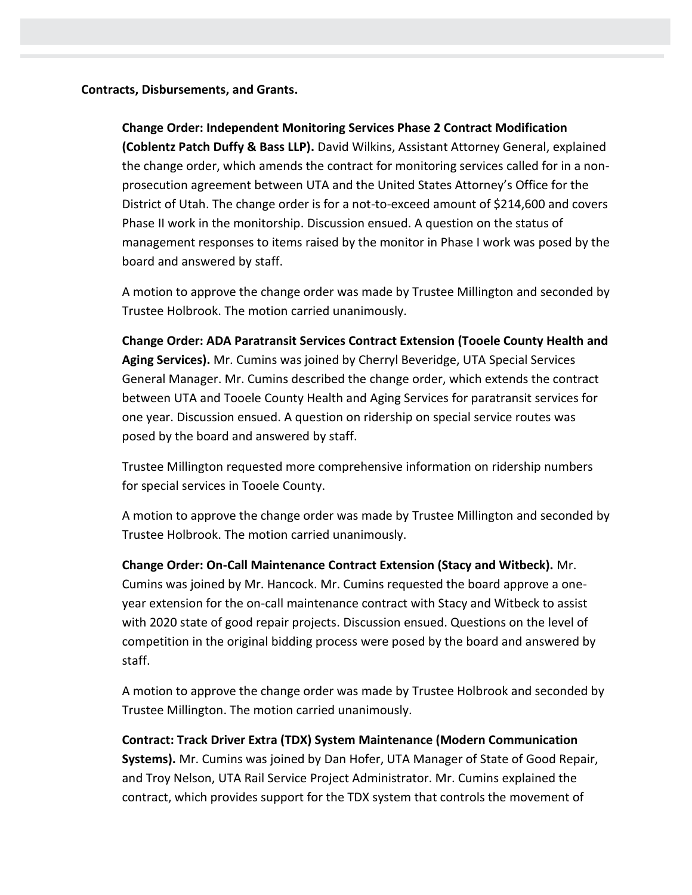**Contracts, Disbursements, and Grants.**

**Change Order: Independent Monitoring Services Phase 2 Contract Modification (Coblentz Patch Duffy & Bass LLP).** David Wilkins, Assistant Attorney General, explained the change order, which amends the contract for monitoring services called for in a non-prosecution agreement between UTA and the United States Attorney's Office for the District of Utah. The change order is for a not-to-exceed amount of $214,600 and covers Phase II work in the monitorship. Discussion ensued. A question on the status of management responses to items raised by the monitor in Phase I work was posed by the board and answered by staff.

A motion to approve the change order was made by Trustee Millington and seconded by Trustee Holbrook. The motion carried unanimously.

**Change Order: ADA Paratransit Services Contract Extension (Tooele County Health and Aging Services).** Mr. Cumins was joined by Cherryl Beveridge, UTA Special Services General Manager. Mr. Cumins described the change order, which extends the contract between UTA and Tooele County Health and Aging Services for paratransit services for one year. Discussion ensued. A question on ridership on special service routes was posed by the board and answered by staff.

Trustee Millington requested more comprehensive information on ridership numbers for special services in Tooele County.

A motion to approve the change order was made by Trustee Millington and seconded by Trustee Holbrook. The motion carried unanimously.

**Change Order: On-Call Maintenance Contract Extension (Stacy and Witbeck).** Mr. Cumins was joined by Mr. Hancock. Mr. Cumins requested the board approve a one-year extension for the on-call maintenance contract with Stacy and Witbeck to assist with 2020 state of good repair projects. Discussion ensued. Questions on the level of competition in the original bidding process were posed by the board and answered by staff.

A motion to approve the change order was made by Trustee Holbrook and seconded by Trustee Millington. The motion carried unanimously.

**Contract: Track Driver Extra (TDX) System Maintenance (Modern Communication Systems).** Mr. Cumins was joined by Dan Hofer, UTA Manager of State of Good Repair, and Troy Nelson, UTA Rail Service Project Administrator. Mr. Cumins explained the contract, which provides support for the TDX system that controls the movement of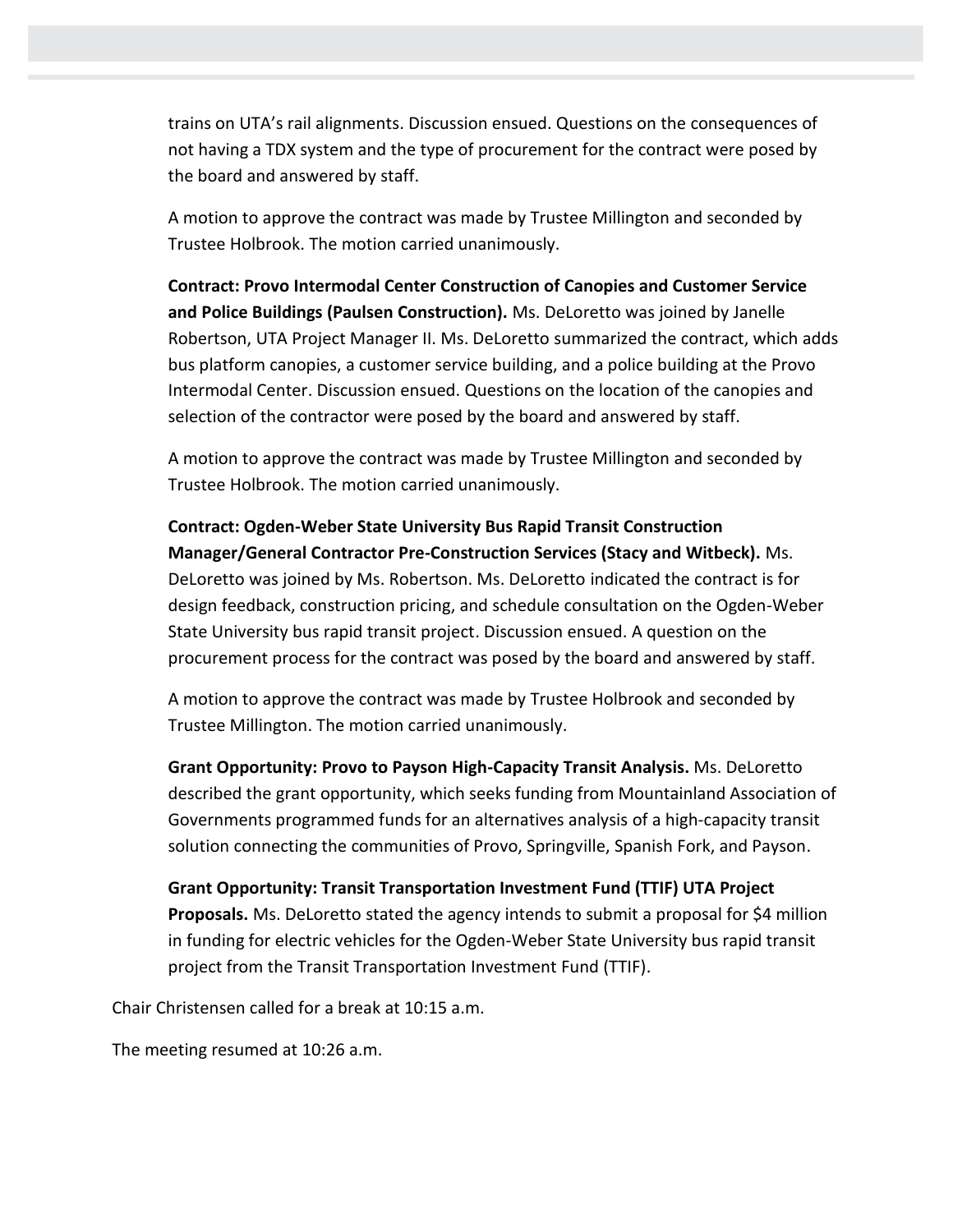trains on UTA's rail alignments. Discussion ensued. Questions on the consequences of not having a TDX system and the type of procurement for the contract were posed by the board and answered by staff.

A motion to approve the contract was made by Trustee Millington and seconded by Trustee Holbrook. The motion carried unanimously.

**Contract: Provo Intermodal Center Construction of Canopies and Customer Service and Police Buildings (Paulsen Construction).** Ms. DeLoretto was joined by Janelle Robertson, UTA Project Manager II. Ms. DeLoretto summarized the contract, which adds bus platform canopies, a customer service building, and a police building at the Provo Intermodal Center. Discussion ensued. Questions on the location of the canopies and selection of the contractor were posed by the board and answered by staff.

A motion to approve the contract was made by Trustee Millington and seconded by Trustee Holbrook. The motion carried unanimously.

**Contract: Ogden-Weber State University Bus Rapid Transit Construction Manager/General Contractor Pre-Construction Services (Stacy and Witbeck).** Ms. DeLoretto was joined by Ms. Robertson. Ms. DeLoretto indicated the contract is for design feedback, construction pricing, and schedule consultation on the Ogden-Weber State University bus rapid transit project. Discussion ensued. A question on the procurement process for the contract was posed by the board and answered by staff.

A motion to approve the contract was made by Trustee Holbrook and seconded by Trustee Millington. The motion carried unanimously.

**Grant Opportunity: Provo to Payson High-Capacity Transit Analysis.** Ms. DeLoretto described the grant opportunity, which seeks funding from Mountainland Association of Governments programmed funds for an alternatives analysis of a high-capacity transit solution connecting the communities of Provo, Springville, Spanish Fork, and Payson.

**Grant Opportunity: Transit Transportation Investment Fund (TTIF) UTA Project Proposals.** Ms. DeLoretto stated the agency intends to submit a proposal for $4 million in funding for electric vehicles for the Ogden-Weber State University bus rapid transit project from the Transit Transportation Investment Fund (TTIF).

Chair Christensen called for a break at 10:15 a.m.

The meeting resumed at 10:26 a.m.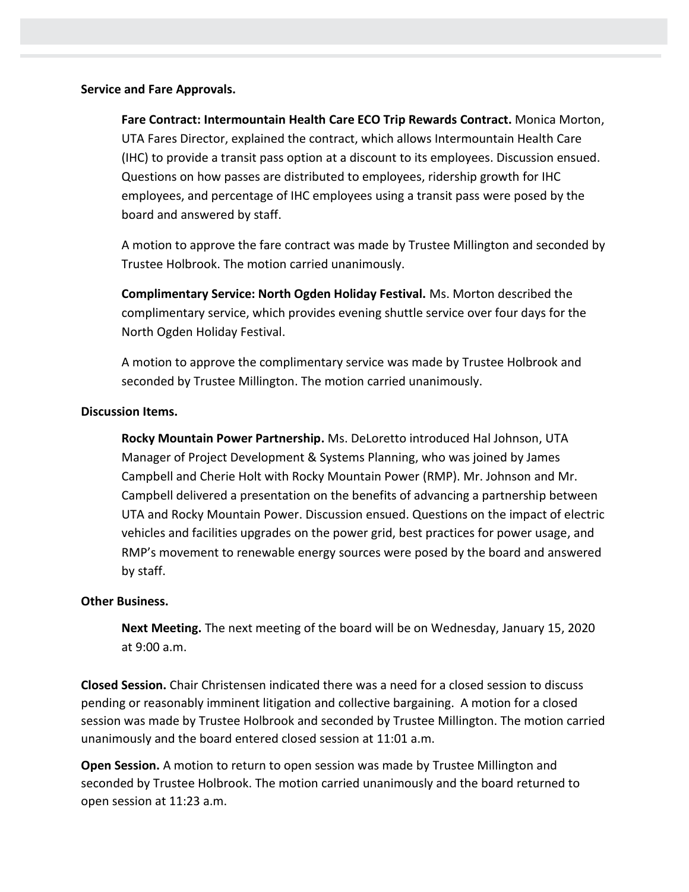**Service and Fare Approvals.**

**Fare Contract: Intermountain Health Care ECO Trip Rewards Contract.** Monica Morton, UTA Fares Director, explained the contract, which allows Intermountain Health Care (IHC) to provide a transit pass option at a discount to its employees. Discussion ensued. Questions on how passes are distributed to employees, ridership growth for IHC employees, and percentage of IHC employees using a transit pass were posed by the board and answered by staff.

A motion to approve the fare contract was made by Trustee Millington and seconded by Trustee Holbrook. The motion carried unanimously.

**Complimentary Service: North Ogden Holiday Festival.** Ms. Morton described the complimentary service, which provides evening shuttle service over four days for the North Ogden Holiday Festival.

A motion to approve the complimentary service was made by Trustee Holbrook and seconded by Trustee Millington. The motion carried unanimously.

**Discussion Items.**

**Rocky Mountain Power Partnership.** Ms. DeLoretto introduced Hal Johnson, UTA Manager of Project Development & Systems Planning, who was joined by James Campbell and Cherie Holt with Rocky Mountain Power (RMP). Mr. Johnson and Mr. Campbell delivered a presentation on the benefits of advancing a partnership between UTA and Rocky Mountain Power. Discussion ensued. Questions on the impact of electric vehicles and facilities upgrades on the power grid, best practices for power usage, and RMP's movement to renewable energy sources were posed by the board and answered by staff.

**Other Business.**

**Next Meeting.** The next meeting of the board will be on Wednesday, January 15, 2020 at 9:00 a.m.

**Closed Session.** Chair Christensen indicated there was a need for a closed session to discuss pending or reasonably imminent litigation and collective bargaining. A motion for a closed session was made by Trustee Holbrook and seconded by Trustee Millington. The motion carried unanimously and the board entered closed session at 11:01 a.m.

**Open Session.** A motion to return to open session was made by Trustee Millington and seconded by Trustee Holbrook. The motion carried unanimously and the board returned to open session at 11:23 a.m.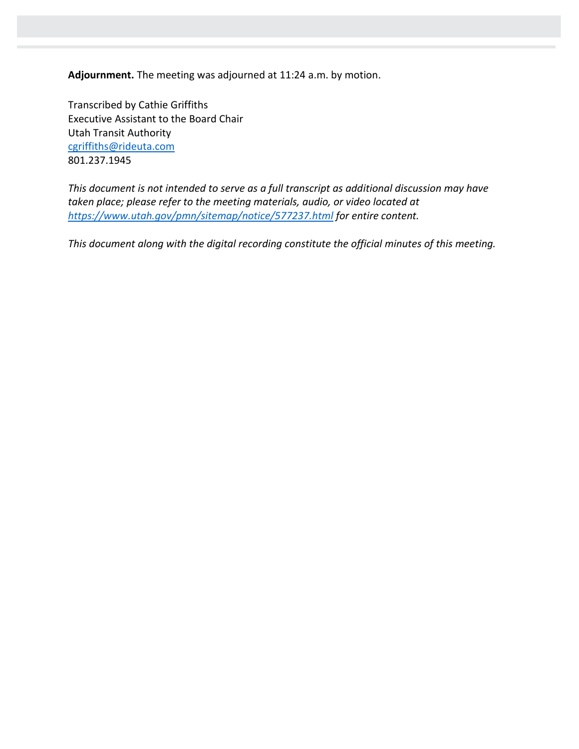**Adjournment.** The meeting was adjourned at 11:24 a.m. by motion.

Transcribed by Cathie Griffiths
Executive Assistant to the Board Chair
Utah Transit Authority
cgriffiths@rideuta.com
801.237.1945

*This document is not intended to serve as a full transcript as additional discussion may have taken place; please refer to the meeting materials, audio, or video located at https://www.utah.gov/pmn/sitemap/notice/577237.html for entire content.*

*This document along with the digital recording constitute the official minutes of this meeting.*